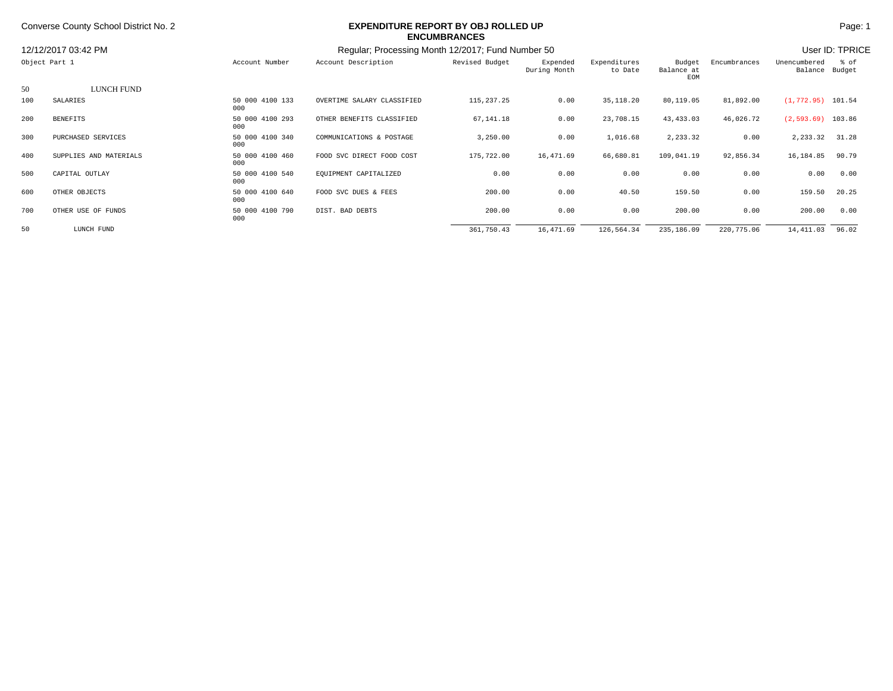Converse County School District No. 2

# EXPENDITURE REPORT BY OBJ ROLLED UP ENCUMBRANCES

12/12/2017 03:42 PM

Regular; Processing Month 12/2017; Fund Number 50

User ID: TPRICE

| Object Part 1 | | Account Number | Account Description | Revised Budget | Expended During Month | Expenditures to Date | Budget Balance at EOM | Encumbrances | Unencumbered Balance | % of Budget |
|---|---|---|---|---|---|---|---|---|---|---|
| 50 | LUNCH FUND | | | | | | | | | |
| 100 | SALARIES | 50 000 4100 133 000 | OVERTIME SALARY CLASSIFIED | 115,237.25 | 0.00 | 35,118.20 | 80,119.05 | 81,892.00 | (1,772.95) | 101.54 |
| 200 | BENEFITS | 50 000 4100 293 000 | OTHER BENEFITS CLASSIFIED | 67,141.18 | 0.00 | 23,708.15 | 43,433.03 | 46,026.72 | (2,593.69) | 103.86 |
| 300 | PURCHASED SERVICES | 50 000 4100 340 000 | COMMUNICATIONS & POSTAGE | 3,250.00 | 0.00 | 1,016.68 | 2,233.32 | 0.00 | 2,233.32 | 31.28 |
| 400 | SUPPLIES AND MATERIALS | 50 000 4100 460 000 | FOOD SVC DIRECT FOOD COST | 175,722.00 | 16,471.69 | 66,680.81 | 109,041.19 | 92,856.34 | 16,184.85 | 90.79 |
| 500 | CAPITAL OUTLAY | 50 000 4100 540 000 | EQUIPMENT CAPITALIZED | 0.00 | 0.00 | 0.00 | 0.00 | 0.00 | 0.00 | 0.00 |
| 600 | OTHER OBJECTS | 50 000 4100 640 000 | FOOD SVC DUES & FEES | 200.00 | 0.00 | 40.50 | 159.50 | 0.00 | 159.50 | 20.25 |
| 700 | OTHER USE OF FUNDS | 50 000 4100 790 000 | DIST. BAD DEBTS | 200.00 | 0.00 | 0.00 | 200.00 | 0.00 | 200.00 | 0.00 |
| 50 | LUNCH FUND | | | 361,750.43 | 16,471.69 | 126,564.34 | 235,186.09 | 220,775.06 | 14,411.03 | 96.02 |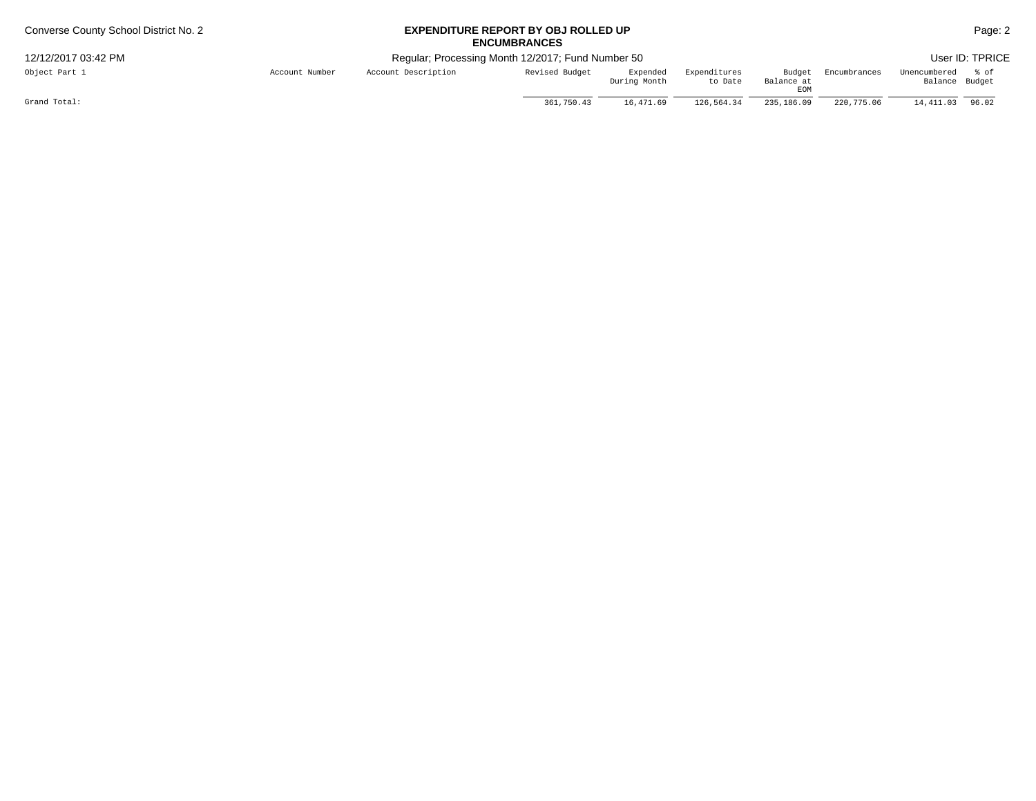| Object Part 1 | Account Number | Account Description | Revised Budget | Expended During Month | Expenditures to Date | Budget Balance at EOM | Encumbrances | Unencumbered Balance | % of Budget |
|---|---|---|---|---|---|---|---|---|---|
| Grand Total: | | | 361,750.43 | 16,471.69 | 126,564.34 | 235,186.09 | 220,775.06 | 14,411.03 | 96.02 |